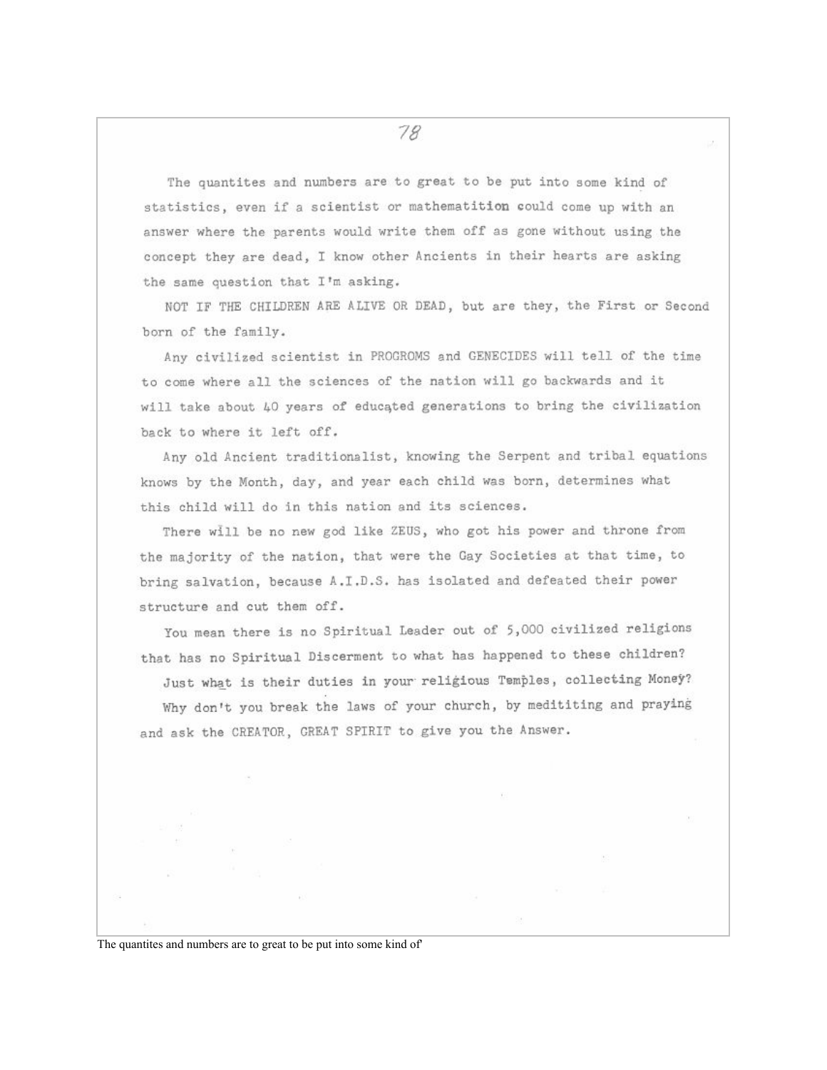The quantites and numbers are to great to be put into some kind of statistics, even if a scientist or mathematition could come up with an answer where the parents would write them off as gone without using the concept they are dead, I know other Ancients in their hearts are asking the same question that I'm asking.

NOT IF THE CHILDREN ARE ALIVE OR DEAD, but are they, the First or Second born of the family.

Any civilized scientist in PROGROMS and GENECIDES will tell of the time to come where all the sciences of the nation will go backwards and it will take about 40 years of educated generations to bring the civilization back to where it left off.

Any old Ancient traditionalist, knowing the Serpent and tribal equations knows by the Month, day, and year each child was born, determines what this child will do in this nation and its sciences.

There will be no new god like ZEUS, who got his power and throne from the majority of the nation, that were the Gay Societies at that time, to bring salvation, because A.I.D.S. has isolated and defeated their power structure and cut them off.

You mean there is no Spiritual Leader out of 5,000 civilized religions that has no Spiritual Discerment to what has happened to these children?

Just what is their duties in your religious Temples, collecting Money?

Why don't you break the laws of your church, by medititing and praying and ask the CREATOR, GREAT SPIRIT to give you the Answer.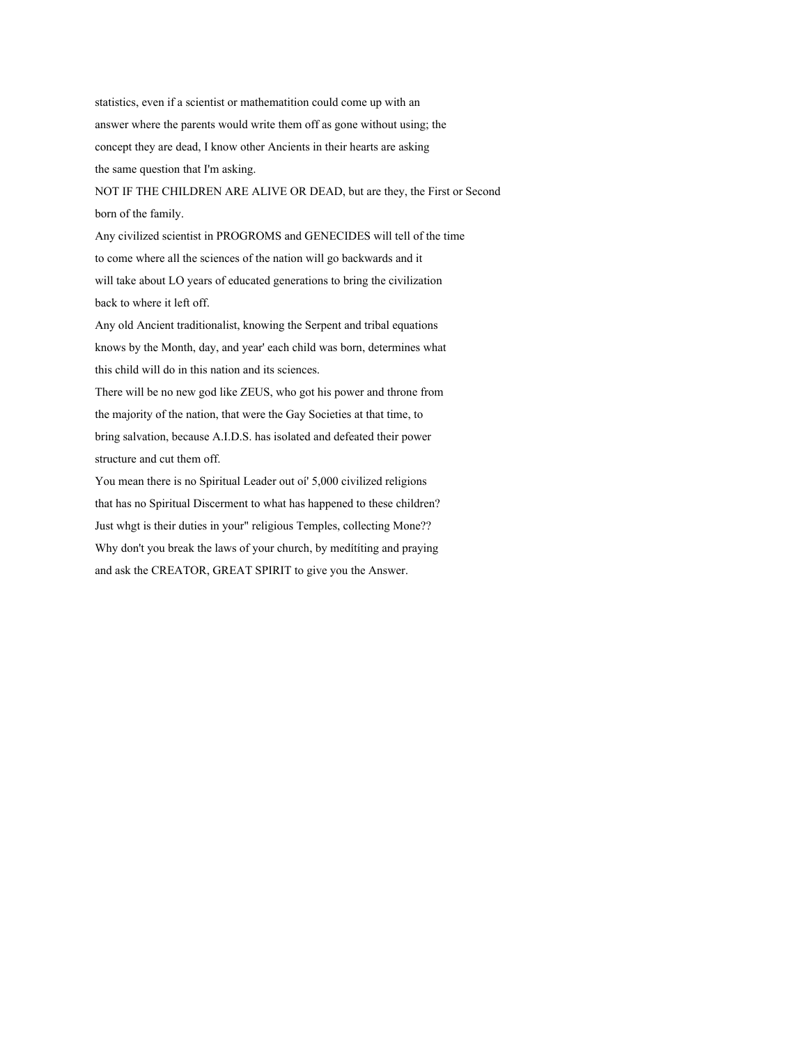statistics, even if a scientist or mathematition could come up with an
answer where the parents would write them off as gone without using; the
concept they are dead, I know other Ancients in their hearts are asking
the same question that I'm asking.

NOT IF THE CHILDREN ARE ALIVE OR DEAD, but are they, the First or Second
born of the family.

Any civilized scientist in PROGROMS and GENECIDES will tell of the time
to come where all the sciences of the nation will go backwards and it
will take about LO years of educated generations to bring the civilization
back to where it left off.

Any old Ancient traditionalist, knowing the Serpent and tribal equations
knows by the Month, day, and year' each child was born, determines what
this child will do in this nation and its sciences.

There will be no new god like ZEUS, who got his power and throne from
the majority of the nation, that were the Gay Societies at that time, to
bring salvation, because A.I.D.S. has isolated and defeated their power
structure and cut them off.

You mean there is no Spiritual Leader out oí' 5,000 civilized religions
that has no Spiritual Discerment to what has happened to these children?
Just whgt is their duties in your" religious Temples, collecting Mone??
Why don't you break the laws of your church, by medítíting and praying
and ask the CREATOR, GREAT SPIRIT to give you the Answer.